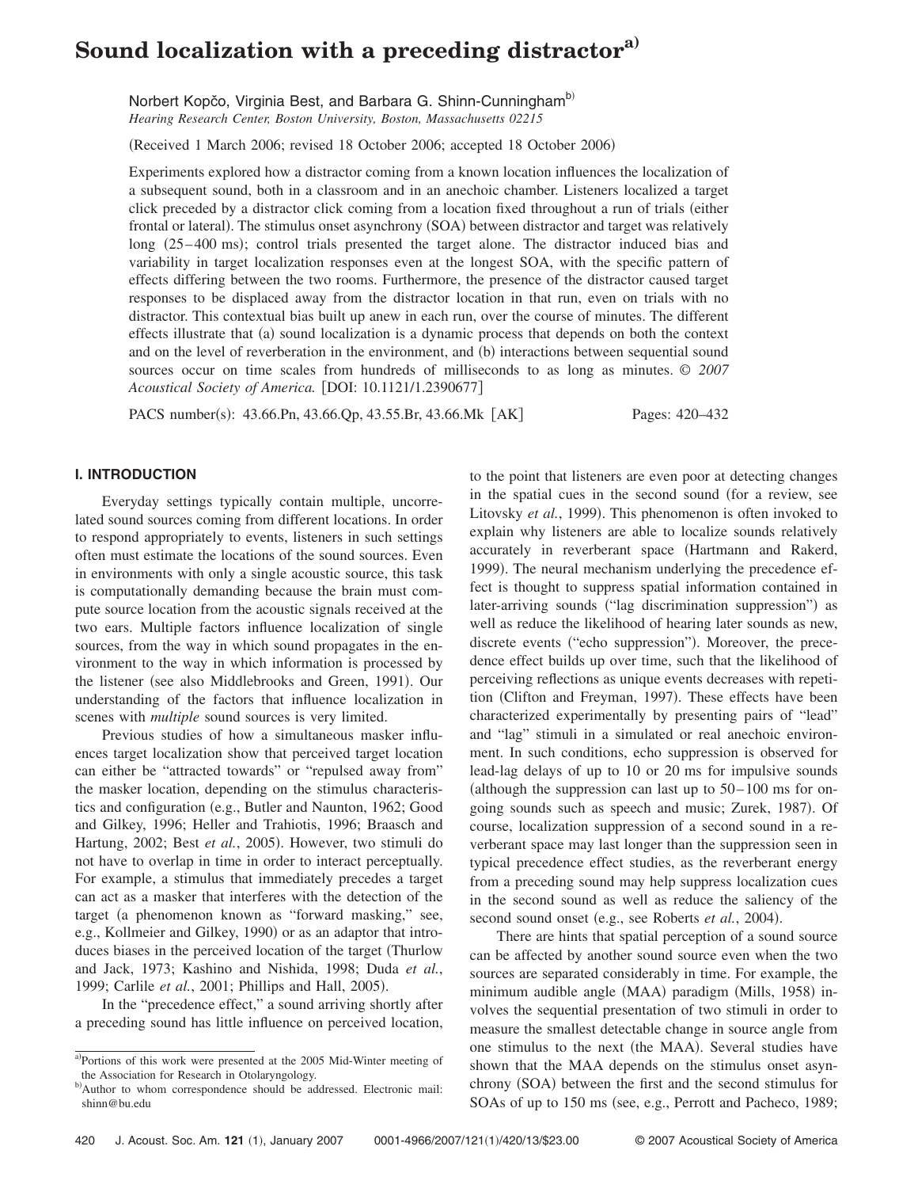# Sound localization with a preceding distractor[a)]

Norbert Kopčo, Virginia Best, and Barbara G. Shinn-Cunningham[b)]

*Hearing Research Center, Boston University, Boston, Massachusetts 02215*

(Received 1 March 2006; revised 18 October 2006; accepted 18 October 2006)

Experiments explored how a distractor coming from a known location influences the localization of a subsequent sound, both in a classroom and in an anechoic chamber. Listeners localized a target click preceded by a distractor click coming from a location fixed throughout a run of trials (either frontal or lateral). The stimulus onset asynchrony (SOA) between distractor and target was relatively long (25–400 ms); control trials presented the target alone. The distractor induced bias and variability in target localization responses even at the longest SOA, with the specific pattern of effects differing between the two rooms. Furthermore, the presence of the distractor caused target responses to be displaced away from the distractor location in that run, even on trials with no distractor. This contextual bias built up anew in each run, over the course of minutes. The different effects illustrate that (a) sound localization is a dynamic process that depends on both the context and on the level of reverberation in the environment, and (b) interactions between sequential sound sources occur on time scales from hundreds of milliseconds to as long as minutes. © *2007 Acoustical Society of America.* [DOI: 10.1121/1.2390677]

PACS number(s): 43.66.Pn, 43.66.Qp, 43.55.Br, 43.66.Mk [AK] Pages: 420–432

## I. INTRODUCTION

Everyday settings typically contain multiple, uncorrelated sound sources coming from different locations. In order to respond appropriately to events, listeners in such settings often must estimate the locations of the sound sources. Even in environments with only a single acoustic source, this task is computationally demanding because the brain must compute source location from the acoustic signals received at the two ears. Multiple factors influence localization of single sources, from the way in which sound propagates in the environment to the way in which information is processed by the listener (see also Middlebrooks and Green, 1991). Our understanding of the factors that influence localization in scenes with *multiple* sound sources is very limited.

Previous studies of how a simultaneous masker influences target localization show that perceived target location can either be "attracted towards" or "repulsed away from" the masker location, depending on the stimulus characteristics and configuration (e.g., Butler and Naunton, 1962; Good and Gilkey, 1996; Heller and Trahiotis, 1996; Braasch and Hartung, 2002; Best *et al.*, 2005). However, two stimuli do not have to overlap in time in order to interact perceptually. For example, a stimulus that immediately precedes a target can act as a masker that interferes with the detection of the target (a phenomenon known as "forward masking," see, e.g., Kollmeier and Gilkey, 1990) or as an adaptor that introduces biases in the perceived location of the target (Thurlow and Jack, 1973; Kashino and Nishida, 1998; Duda *et al.*, 1999; Carlile *et al.*, 2001; Phillips and Hall, 2005).

In the "precedence effect," a sound arriving shortly after a preceding sound has little influence on perceived location, to the point that listeners are even poor at detecting changes in the spatial cues in the second sound (for a review, see Litovsky *et al.*, 1999). This phenomenon is often invoked to explain why listeners are able to localize sounds relatively accurately in reverberant space (Hartmann and Rakerd, 1999). The neural mechanism underlying the precedence effect is thought to suppress spatial information contained in later-arriving sounds ("lag discrimination suppression") as well as reduce the likelihood of hearing later sounds as new, discrete events ("echo suppression"). Moreover, the precedence effect builds up over time, such that the likelihood of perceiving reflections as unique events decreases with repetition (Clifton and Freyman, 1997). These effects have been characterized experimentally by presenting pairs of "lead" and "lag" stimuli in a simulated or real anechoic environment. In such conditions, echo suppression is observed for lead-lag delays of up to 10 or 20 ms for impulsive sounds (although the suppression can last up to 50–100 ms for ongoing sounds such as speech and music; Zurek, 1987). Of course, localization suppression of a second sound in a reverberant space may last longer than the suppression seen in typical precedence effect studies, as the reverberant energy from a preceding sound may help suppress localization cues in the second sound as well as reduce the saliency of the second sound onset (e.g., see Roberts *et al.*, 2004).

There are hints that spatial perception of a sound source can be affected by another sound source even when the two sources are separated considerably in time. For example, the minimum audible angle (MAA) paradigm (Mills, 1958) involves the sequential presentation of two stimuli in order to measure the smallest detectable change in source angle from one stimulus to the next (the MAA). Several studies have shown that the MAA depends on the stimulus onset asynchrony (SOA) between the first and the second stimulus for SOAs of up to 150 ms (see, e.g., Perrott and Pacheco, 1989;

[a)]Portions of this work were presented at the 2005 Mid-Winter meeting of the Association for Research in Otolaryngology.

[b)]Author to whom correspondence should be addressed. Electronic mail: shinn@bu.edu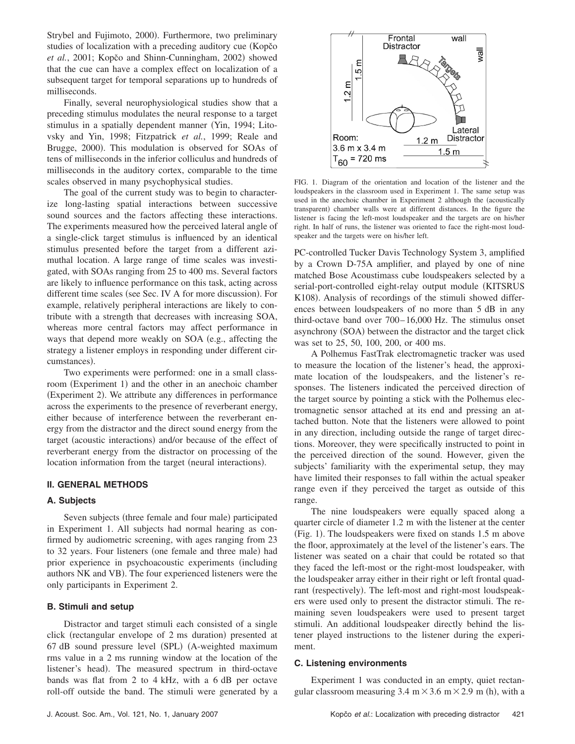Strybel and Fujimoto, 2000). Furthermore, two preliminary studies of localization with a preceding auditory cue (Kopčo *et al.*, 2001; Kopčo and Shinn-Cunningham, 2002) showed that the cue can have a complex effect on localization of a subsequent target for temporal separations up to hundreds of milliseconds.

Finally, several neurophysiological studies show that a preceding stimulus modulates the neural response to a target stimulus in a spatially dependent manner (Yin, 1994; Litovsky and Yin, 1998; Fitzpatrick *et al.*, 1999; Reale and Brugge, 2000). This modulation is observed for SOAs of tens of milliseconds in the inferior colliculus and hundreds of milliseconds in the auditory cortex, comparable to the time scales observed in many psychophysical studies.

The goal of the current study was to begin to characterize long-lasting spatial interactions between successive sound sources and the factors affecting these interactions. The experiments measured how the perceived lateral angle of a single-click target stimulus is influenced by an identical stimulus presented before the target from a different azimuthal location. A large range of time scales was investigated, with SOAs ranging from 25 to 400 ms. Several factors are likely to influence performance on this task, acting across different time scales (see Sec. IV A for more discussion). For example, relatively peripheral interactions are likely to contribute with a strength that decreases with increasing SOA, whereas more central factors may affect performance in ways that depend more weakly on SOA (e.g., affecting the strategy a listener employs in responding under different circumstances).

Two experiments were performed: one in a small classroom (Experiment 1) and the other in an anechoic chamber (Experiment 2). We attribute any differences in performance across the experiments to the presence of reverberant energy, either because of interference between the reverberant energy from the distractor and the direct sound energy from the target (acoustic interactions) and/or because of the effect of reverberant energy from the distractor on processing of the location information from the target (neural interactions).

## II. GENERAL METHODS

### A. Subjects

Seven subjects (three female and four male) participated in Experiment 1. All subjects had normal hearing as confirmed by audiometric screening, with ages ranging from 23 to 32 years. Four listeners (one female and three male) had prior experience in psychoacoustic experiments (including authors NK and VB). The four experienced listeners were the only participants in Experiment 2.

### B. Stimuli and setup

Distractor and target stimuli each consisted of a single click (rectangular envelope of 2 ms duration) presented at 67 dB sound pressure level (SPL) (A-weighted maximum rms value in a 2 ms running window at the location of the listener's head). The measured spectrum in third-octave bands was flat from 2 to 4 kHz, with a 6 dB per octave roll-off outside the band. The stimuli were generated by a PC-controlled Tucker Davis Technology System 3, amplified by a Crown D-75A amplifier, and played by one of nine matched Bose Acoustimass cube loudspeakers selected by a serial-port-controlled eight-relay output module (KITSRUS K108). Analysis of recordings of the stimuli showed differences between loudspeakers of no more than 5 dB in any third-octave band over 700–16,000 Hz. The stimulus onset asynchrony (SOA) between the distractor and the target click was set to 25, 50, 100, 200, or 400 ms.

FIG. 1. Diagram of the orientation and location of the listener and the loudspeakers in the classroom used in Experiment 1. The same setup was used in the anechoic chamber in Experiment 2 although the (acoustically transparent) chamber walls were at different distances. In the figure the listener is facing the left-most loudspeaker and the targets are on his/her right. In half of runs, the listener was oriented to face the right-most loudspeaker and the targets were on his/her left.

A Polhemus FastTrak electromagnetic tracker was used to measure the location of the listener's head, the approximate location of the loudspeakers, and the listener's responses. The listeners indicated the perceived direction of the target source by pointing a stick with the Polhemus electromagnetic sensor attached at its end and pressing an attached button. Note that the listeners were allowed to point in any direction, including outside the range of target directions. Moreover, they were specifically instructed to point in the perceived direction of the sound. However, given the subjects' familiarity with the experimental setup, they may have limited their responses to fall within the actual speaker range even if they perceived the target as outside of this range.

The nine loudspeakers were equally spaced along a quarter circle of diameter 1.2 m with the listener at the center (Fig. 1). The loudspeakers were fixed on stands 1.5 m above the floor, approximately at the level of the listener's ears. The listener was seated on a chair that could be rotated so that they faced the left-most or the right-most loudspeaker, with the loudspeaker array either in their right or left frontal quadrant (respectively). The left-most and right-most loudspeakers were used only to present the distractor stimuli. The remaining seven loudspeakers were used to present target stimuli. An additional loudspeaker directly behind the listener played instructions to the listener during the experiment.

### C. Listening environments

Experiment 1 was conducted in an empty, quiet rectangular classroom measuring 3.4 m × 3.6 m × 2.9 m (h), with a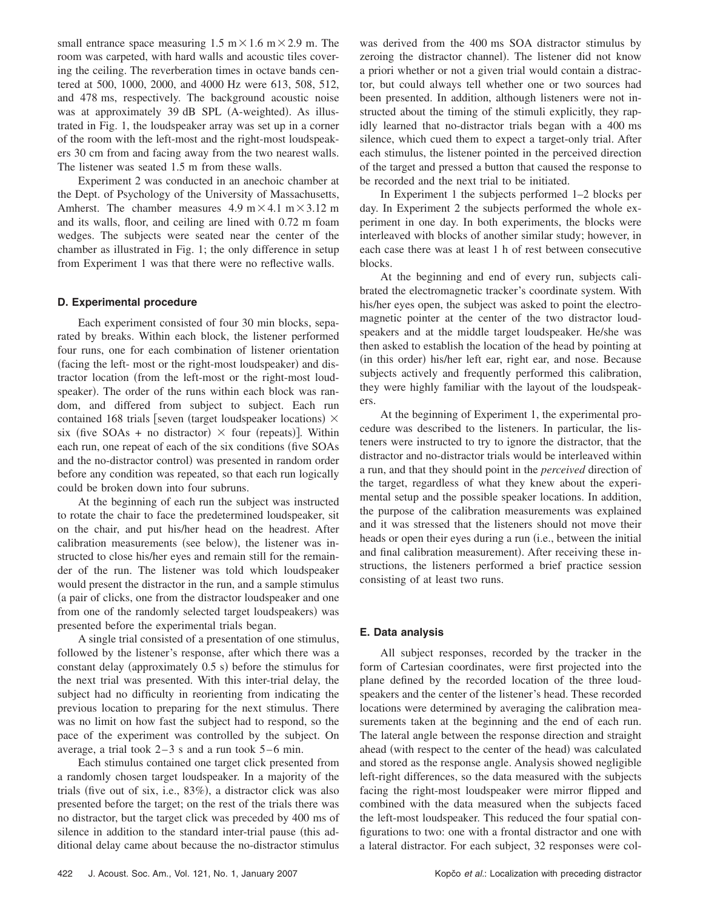small entrance space measuring 1.5 m $\times$ 1.6 m $\times$ 2.9 m. The room was carpeted, with hard walls and acoustic tiles covering the ceiling. The reverberation times in octave bands centered at 500, 1000, 2000, and 4000 Hz were 613, 508, 512, and 478 ms, respectively. The background acoustic noise was at approximately 39 dB SPL (A-weighted). As illustrated in Fig. 1, the loudspeaker array was set up in a corner of the room with the left-most and the right-most loudspeakers 30 cm from and facing away from the two nearest walls. The listener was seated 1.5 m from these walls.

Experiment 2 was conducted in an anechoic chamber at the Dept. of Psychology of the University of Massachusetts, Amherst. The chamber measures 4.9 m $\times$ 4.1 m $\times$ 3.12 m and its walls, floor, and ceiling are lined with 0.72 m foam wedges. The subjects were seated near the center of the chamber as illustrated in Fig. 1; the only difference in setup from Experiment 1 was that there were no reflective walls.

### D. Experimental procedure

Each experiment consisted of four 30 min blocks, separated by breaks. Within each block, the listener performed four runs, one for each combination of listener orientation (facing the left- most or the right-most loudspeaker) and distractor location (from the left-most or the right-most loudspeaker). The order of the runs within each block was random, and differed from subject to subject. Each run contained 168 trials [seven (target loudspeaker locations) $\times$ six (five SOAs + no distractor) $\times$ four (repeats)]. Within each run, one repeat of each of the six conditions (five SOAs and the no-distractor control) was presented in random order before any condition was repeated, so that each run logically could be broken down into four subruns.

At the beginning of each run the subject was instructed to rotate the chair to face the predetermined loudspeaker, sit on the chair, and put his/her head on the headrest. After calibration measurements (see below), the listener was instructed to close his/her eyes and remain still for the remainder of the run. The listener was told which loudspeaker would present the distractor in the run, and a sample stimulus (a pair of clicks, one from the distractor loudspeaker and one from one of the randomly selected target loudspeakers) was presented before the experimental trials began.

A single trial consisted of a presentation of one stimulus, followed by the listener's response, after which there was a constant delay (approximately 0.5 s) before the stimulus for the next trial was presented. With this inter-trial delay, the subject had no difficulty in reorienting from indicating the previous location to preparing for the next stimulus. There was no limit on how fast the subject had to respond, so the pace of the experiment was controlled by the subject. On average, a trial took 2–3 s and a run took 5–6 min.

Each stimulus contained one target click presented from a randomly chosen target loudspeaker. In a majority of the trials (five out of six, i.e., 83%), a distractor click was also presented before the target; on the rest of the trials there was no distractor, but the target click was preceded by 400 ms of silence in addition to the standard inter-trial pause (this additional delay came about because the no-distractor stimulus was derived from the 400 ms SOA distractor stimulus by zeroing the distractor channel). The listener did not know a priori whether or not a given trial would contain a distractor, but could always tell whether one or two sources had been presented. In addition, although listeners were not instructed about the timing of the stimuli explicitly, they rapidly learned that no-distractor trials began with a 400 ms silence, which cued them to expect a target-only trial. After each stimulus, the listener pointed in the perceived direction of the target and pressed a button that caused the response to be recorded and the next trial to be initiated.

In Experiment 1 the subjects performed 1–2 blocks per day. In Experiment 2 the subjects performed the whole experiment in one day. In both experiments, the blocks were interleaved with blocks of another similar study; however, in each case there was at least 1 h of rest between consecutive blocks.

At the beginning and end of every run, subjects calibrated the electromagnetic tracker's coordinate system. With his/her eyes open, the subject was asked to point the electromagnetic pointer at the center of the two distractor loudspeakers and at the middle target loudspeaker. He/she was then asked to establish the location of the head by pointing at (in this order) his/her left ear, right ear, and nose. Because subjects actively and frequently performed this calibration, they were highly familiar with the layout of the loudspeakers.

At the beginning of Experiment 1, the experimental procedure was described to the listeners. In particular, the listeners were instructed to try to ignore the distractor, that the distractor and no-distractor trials would be interleaved within a run, and that they should point in the *perceived* direction of the target, regardless of what they knew about the experimental setup and the possible speaker locations. In addition, the purpose of the calibration measurements was explained and it was stressed that the listeners should not move their heads or open their eyes during a run (i.e., between the initial and final calibration measurement). After receiving these instructions, the listeners performed a brief practice session consisting of at least two runs.

### E. Data analysis

All subject responses, recorded by the tracker in the form of Cartesian coordinates, were first projected into the plane defined by the recorded location of the three loudspeakers and the center of the listener's head. These recorded locations were determined by averaging the calibration measurements taken at the beginning and the end of each run. The lateral angle between the response direction and straight ahead (with respect to the center of the head) was calculated and stored as the response angle. Analysis showed negligible left-right differences, so the data measured with the subjects facing the right-most loudspeaker were mirror flipped and combined with the data measured when the subjects faced the left-most loudspeaker. This reduced the four spatial configurations to two: one with a frontal distractor and one with a lateral distractor. For each subject, 32 responses were col-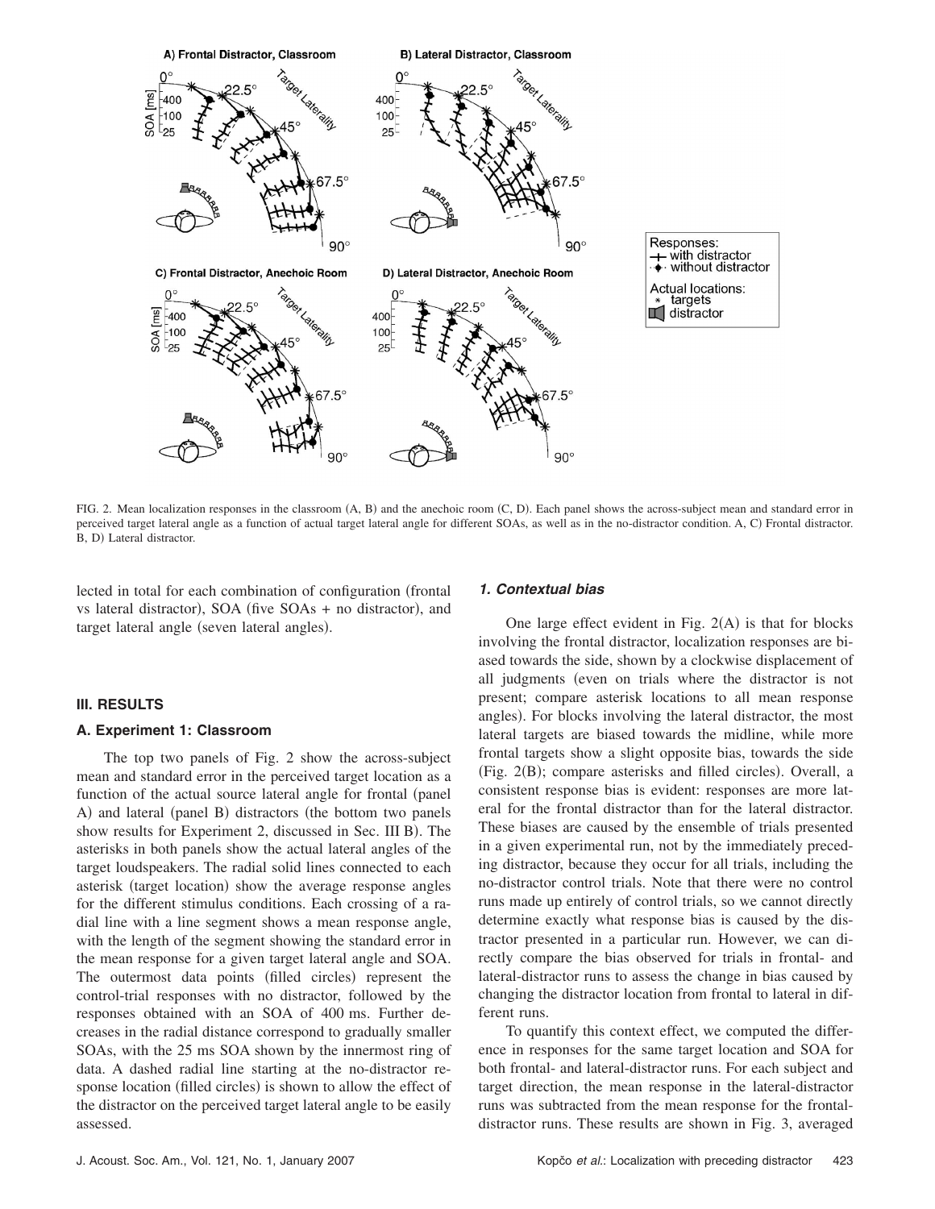FIG. 2. Mean localization responses in the classroom (A, B) and the anechoic room (C, D). Each panel shows the across-subject mean and standard error in perceived target lateral angle as a function of actual target lateral angle for different SOAs, as well as in the no-distractor condition. A, C) Frontal distractor. B, D) Lateral distractor.

lected in total for each combination of configuration (frontal vs lateral distractor), SOA (five SOAs + no distractor), and target lateral angle (seven lateral angles).

## III. RESULTS

### A. Experiment 1: Classroom

The top two panels of Fig. 2 show the across-subject mean and standard error in the perceived target location as a function of the actual source lateral angle for frontal (panel A) and lateral (panel B) distractors (the bottom two panels show results for Experiment 2, discussed in Sec. III B). The asterisks in both panels show the actual lateral angles of the target loudspeakers. The radial solid lines connected to each asterisk (target location) show the average response angles for the different stimulus conditions. Each crossing of a radial line with a line segment shows a mean response angle, with the length of the segment showing the standard error in the mean response for a given target lateral angle and SOA. The outermost data points (filled circles) represent the control-trial responses with no distractor, followed by the responses obtained with an SOA of 400 ms. Further decreases in the radial distance correspond to gradually smaller SOAs, with the 25 ms SOA shown by the innermost ring of data. A dashed radial line starting at the no-distractor response location (filled circles) is shown to allow the effect of the distractor on the perceived target lateral angle to be easily assessed.

#### *1. Contextual bias*

One large effect evident in Fig. 2(A) is that for blocks involving the frontal distractor, localization responses are biased towards the side, shown by a clockwise displacement of all judgments (even on trials where the distractor is not present; compare asterisk locations to all mean response angles). For blocks involving the lateral distractor, the most lateral targets are biased towards the midline, while more frontal targets show a slight opposite bias, towards the side (Fig. 2(B); compare asterisks and filled circles). Overall, a consistent response bias is evident: responses are more lateral for the frontal distractor than for the lateral distractor. These biases are caused by the ensemble of trials presented in a given experimental run, not by the immediately preceding distractor, because they occur for all trials, including the no-distractor control trials. Note that there were no control runs made up entirely of control trials, so we cannot directly determine exactly what response bias is caused by the distractor presented in a particular run. However, we can directly compare the bias observed for trials in frontal- and lateral-distractor runs to assess the change in bias caused by changing the distractor location from frontal to lateral in different runs.

To quantify this context effect, we computed the difference in responses for the same target location and SOA for both frontal- and lateral-distractor runs. For each subject and target direction, the mean response in the lateral-distractor runs was subtracted from the mean response for the frontal-distractor runs. These results are shown in Fig. 3, averaged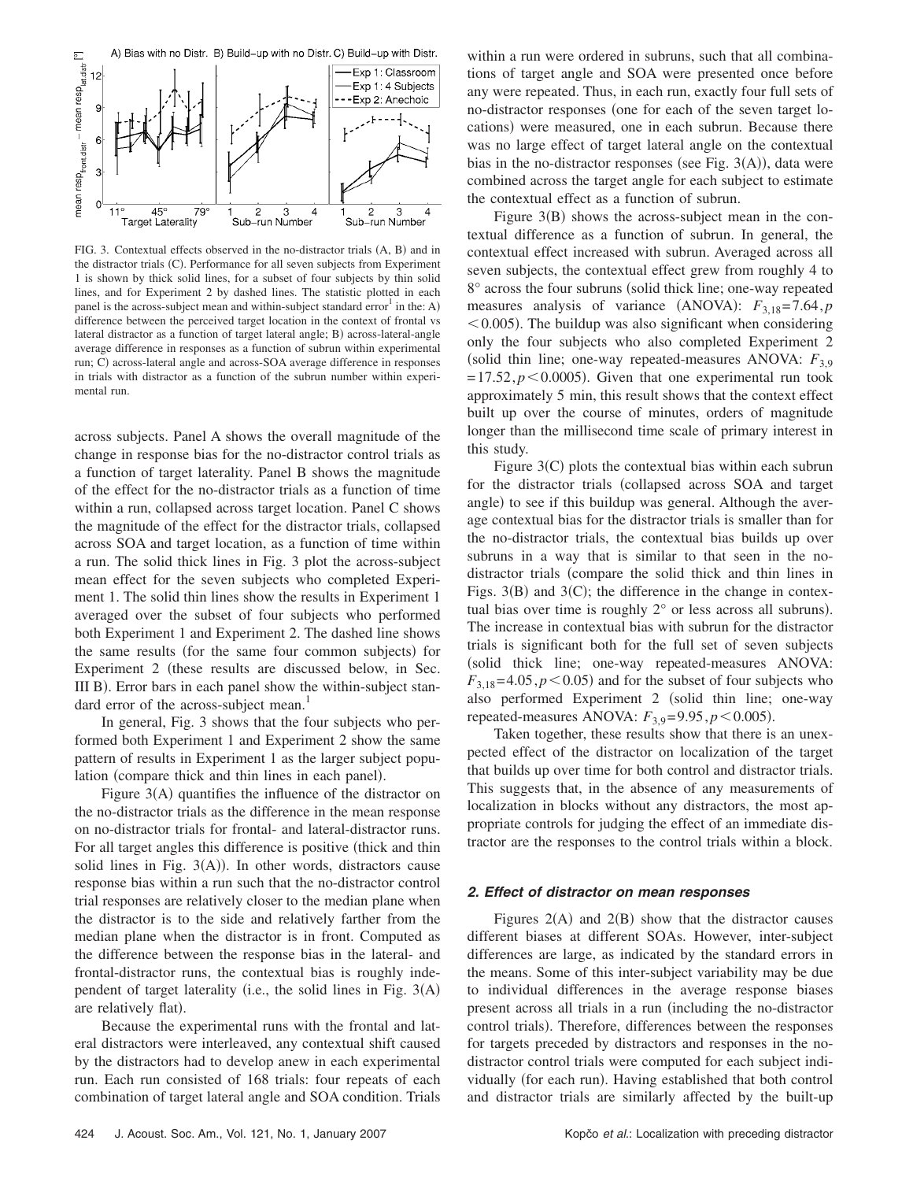FIG. 3. Contextual effects observed in the no-distractor trials (A, B) and in the distractor trials (C). Performance for all seven subjects from Experiment 1 is shown by thick solid lines, for a subset of four subjects by thin solid lines, and for Experiment 2 by dashed lines. The statistic plotted in each panel is the across-subject mean and within-subject standard error[1] in the: A) difference between the perceived target location in the context of frontal vs lateral distractor as a function of target lateral angle; B) across-lateral-angle average difference in responses as a function of subrun within experimental run; C) across-lateral angle and across-SOA average difference in responses in trials with distractor as a function of the subrun number within experimental run.

across subjects. Panel A shows the overall magnitude of the change in response bias for the no-distractor control trials as a function of target laterality. Panel B shows the magnitude of the effect for the no-distractor trials as a function of time within a run, collapsed across target location. Panel C shows the magnitude of the effect for the distractor trials, collapsed across SOA and target location, as a function of time within a run. The solid thick lines in Fig. 3 plot the across-subject mean effect for the seven subjects who completed Experiment 1. The solid thin lines show the results in Experiment 1 averaged over the subset of four subjects who performed both Experiment 1 and Experiment 2. The dashed line shows the same results (for the same four common subjects) for Experiment 2 (these results are discussed below, in Sec. III B). Error bars in each panel show the within-subject standard error of the across-subject mean.[1]

In general, Fig. 3 shows that the four subjects who performed both Experiment 1 and Experiment 2 show the same pattern of results in Experiment 1 as the larger subject population (compare thick and thin lines in each panel).

Figure 3(A) quantifies the influence of the distractor on the no-distractor trials as the difference in the mean response on no-distractor trials for frontal- and lateral-distractor runs. For all target angles this difference is positive (thick and thin solid lines in Fig. 3(A)). In other words, distractors cause response bias within a run such that the no-distractor control trial responses are relatively closer to the median plane when the distractor is to the side and relatively farther from the median plane when the distractor is in front. Computed as the difference between the response bias in the lateral- and frontal-distractor runs, the contextual bias is roughly independent of target laterality (i.e., the solid lines in Fig. 3(A) are relatively flat).

Because the experimental runs with the frontal and lateral distractors were interleaved, any contextual shift caused by the distractors had to develop anew in each experimental run. Each run consisted of 168 trials: four repeats of each combination of target lateral angle and SOA condition. Trials within a run were ordered in subruns, such that all combinations of target angle and SOA were presented once before any were repeated. Thus, in each run, exactly four full sets of no-distractor responses (one for each of the seven target locations) were measured, one in each subrun. Because there was no large effect of target lateral angle on the contextual bias in the no-distractor responses (see Fig. 3(A)), data were combined across the target angle for each subject to estimate the contextual effect as a function of subrun.

Figure 3(B) shows the across-subject mean in the contextual difference as a function of subrun. In general, the contextual effect increased with subrun. Averaged across all seven subjects, the contextual effect grew from roughly 4 to 8° across the four subruns (solid thick line; one-way repeated measures analysis of variance (ANOVA): $F_{3,18}=7.64, p<0.005$). The buildup was also significant when considering only the four subjects who also completed Experiment 2 (solid thin line; one-way repeated-measures ANOVA: $F_{3,9}=17.52, p<0.0005$). Given that one experimental run took approximately 5 min, this result shows that the context effect built up over the course of minutes, orders of magnitude longer than the millisecond time scale of primary interest in this study.

Figure 3(C) plots the contextual bias within each subrun for the distractor trials (collapsed across SOA and target angle) to see if this buildup was general. Although the average contextual bias for the distractor trials is smaller than for the no-distractor trials, the contextual bias builds up over subruns in a way that is similar to that seen in the no-distractor trials (compare the solid thick and thin lines in Figs. 3(B) and 3(C); the difference in the change in contextual bias over time is roughly 2° or less across all subruns). The increase in contextual bias with subrun for the distractor trials is significant both for the full set of seven subjects (solid thick line; one-way repeated-measures ANOVA: $F_{3,18}=4.05, p<0.05$) and for the subset of four subjects who also performed Experiment 2 (solid thin line; one-way repeated-measures ANOVA: $F_{3,9}=9.95, p<0.005$).

Taken together, these results show that there is an unexpected effect of the distractor on localization of the target that builds up over time for both control and distractor trials. This suggests that, in the absence of any measurements of localization in blocks without any distractors, the most appropriate controls for judging the effect of an immediate distractor are the responses to the control trials within a block.

#### *2. Effect of distractor on mean responses*

Figures 2(A) and 2(B) show that the distractor causes different biases at different SOAs. However, inter-subject differences are large, as indicated by the standard errors in the means. Some of this inter-subject variability may be due to individual differences in the average response biases present across all trials in a run (including the no-distractor control trials). Therefore, differences between the responses for targets preceded by distractors and responses in the no-distractor control trials were computed for each subject individually (for each run). Having established that both control and distractor trials are similarly affected by the built-up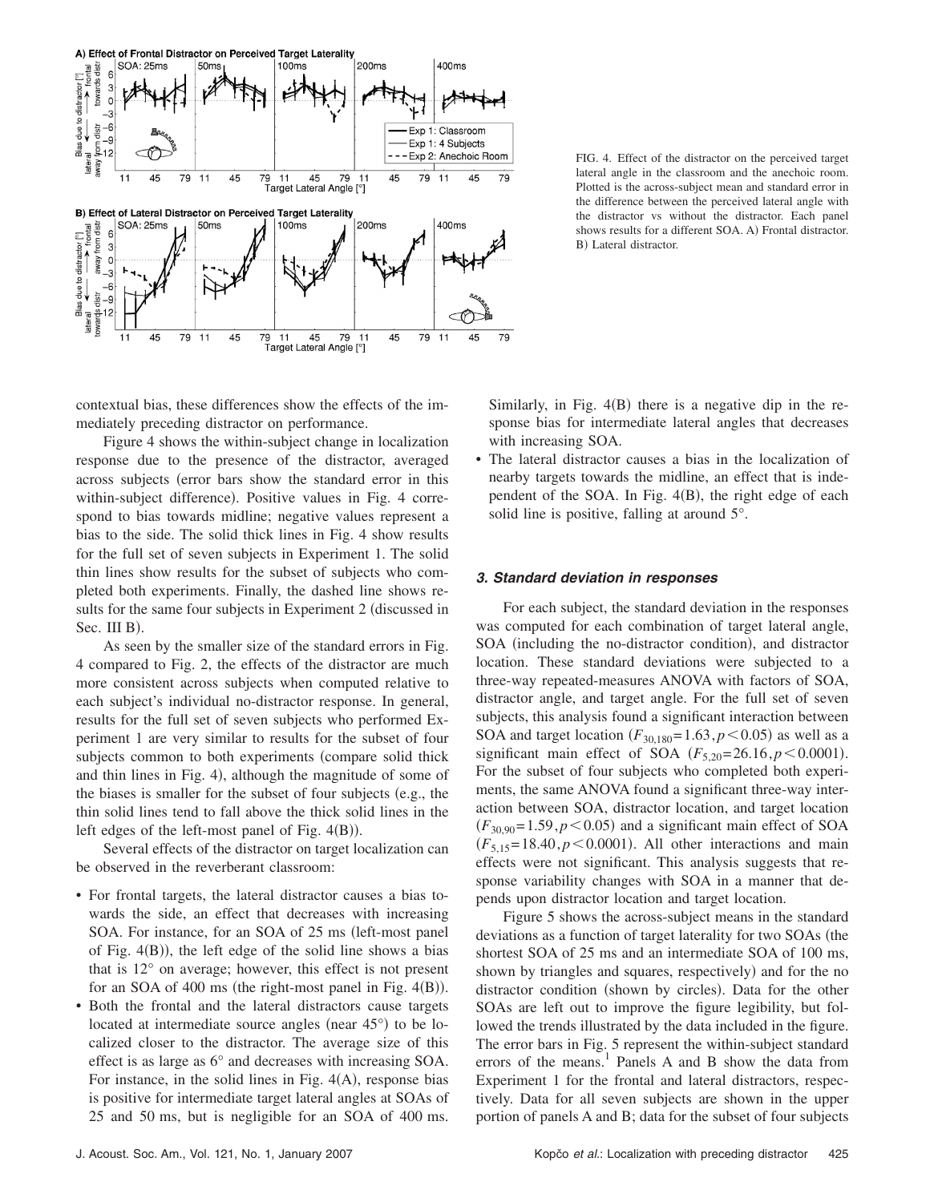FIG. 4. Effect of the distractor on the perceived target lateral angle in the classroom and the anechoic room. Plotted is the across-subject mean and standard error in the difference between the perceived lateral angle with the distractor vs without the distractor. Each panel shows results for a different SOA. A) Frontal distractor. B) Lateral distractor.

contextual bias, these differences show the effects of the immediately preceding distractor on performance.

Figure 4 shows the within-subject change in localization response due to the presence of the distractor, averaged across subjects (error bars show the standard error in this within-subject difference). Positive values in Fig. 4 correspond to bias towards midline; negative values represent a bias to the side. The solid thick lines in Fig. 4 show results for the full set of seven subjects in Experiment 1. The solid thin lines show results for the subset of subjects who completed both experiments. Finally, the dashed line shows results for the same four subjects in Experiment 2 (discussed in Sec. III B).

As seen by the smaller size of the standard errors in Fig. 4 compared to Fig. 2, the effects of the distractor are much more consistent across subjects when computed relative to each subject's individual no-distractor response. In general, results for the full set of seven subjects who performed Experiment 1 are very similar to results for the subset of four subjects common to both experiments (compare solid thick and thin lines in Fig. 4), although the magnitude of some of the biases is smaller for the subset of four subjects (e.g., the thin solid lines tend to fall above the thick solid lines in the left edges of the left-most panel of Fig. 4(B)).

Several effects of the distractor on target localization can be observed in the reverberant classroom:

- For frontal targets, the lateral distractor causes a bias towards the side, an effect that decreases with increasing SOA. For instance, for an SOA of 25 ms (left-most panel of Fig. 4(B)), the left edge of the solid line shows a bias that is 12° on average; however, this effect is not present for an SOA of 400 ms (the right-most panel in Fig. 4(B)).
- Both the frontal and the lateral distractors cause targets located at intermediate source angles (near 45°) to be localized closer to the distractor. The average size of this effect is as large as 6° and decreases with increasing SOA. For instance, in the solid lines in Fig. 4(A), response bias is positive for intermediate target lateral angles at SOAs of 25 and 50 ms, but is negligible for an SOA of 400 ms. Similarly, in Fig. 4(B) there is a negative dip in the response bias for intermediate lateral angles that decreases with increasing SOA.
- The lateral distractor causes a bias in the localization of nearby targets towards the midline, an effect that is independent of the SOA. In Fig. 4(B), the right edge of each solid line is positive, falling at around 5°.

### *3. Standard deviation in responses*

For each subject, the standard deviation in the responses was computed for each combination of target lateral angle, SOA (including the no-distractor condition), and distractor location. These standard deviations were subjected to a three-way repeated-measures ANOVA with factors of SOA, distractor angle, and target angle. For the full set of seven subjects, this analysis found a significant interaction between SOA and target location ($F_{30,180}=1.63, p<0.05$) as well as a significant main effect of SOA ($F_{5,20}=26.16, p<0.0001$). For the subset of four subjects who completed both experiments, the same ANOVA found a significant three-way interaction between SOA, distractor location, and target location ($F_{30,90}=1.59, p<0.05$) and a significant main effect of SOA ($F_{5,15}=18.40, p<0.0001$). All other interactions and main effects were not significant. This analysis suggests that response variability changes with SOA in a manner that depends upon distractor location and target location.

Figure 5 shows the across-subject means in the standard deviations as a function of target laterality for two SOAs (the shortest SOA of 25 ms and an intermediate SOA of 100 ms, shown by triangles and squares, respectively) and for the no distractor condition (shown by circles). Data for the other SOAs are left out to improve the figure legibility, but followed the trends illustrated by the data included in the figure. The error bars in Fig. 5 represent the within-subject standard errors of the means.[1] Panels A and B show the data from Experiment 1 for the frontal and lateral distractors, respectively. Data for all seven subjects are shown in the upper portion of panels A and B; data for the subset of four subjects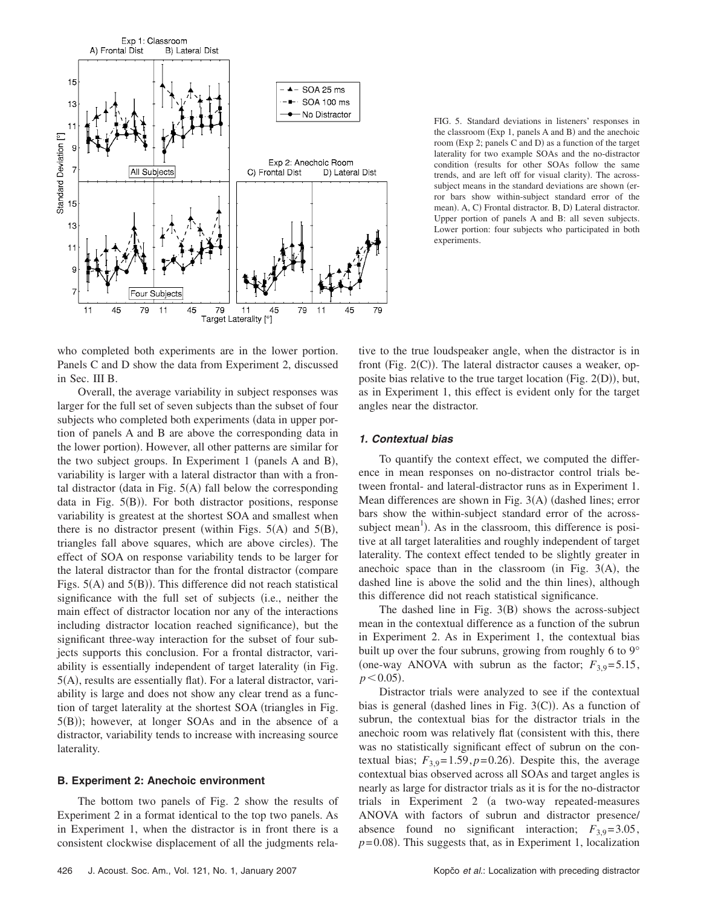FIG. 5. Standard deviations in listeners' responses in the classroom (Exp 1, panels A and B) and the anechoic room (Exp 2; panels C and D) as a function of the target laterality for two example SOAs and the no-distractor condition (results for other SOAs follow the same trends, and are left off for visual clarity). The across-subject means in the standard deviations are shown (error bars show within-subject standard error of the mean). A, C) Frontal distractor. B, D) Lateral distractor. Upper portion of panels A and B: all seven subjects. Lower portion: four subjects who participated in both experiments.

who completed both experiments are in the lower portion. Panels C and D show the data from Experiment 2, discussed in Sec. III B.

Overall, the average variability in subject responses was larger for the full set of seven subjects than the subset of four subjects who completed both experiments (data in upper portion of panels A and B are above the corresponding data in the lower portion). However, all other patterns are similar for the two subject groups. In Experiment 1 (panels A and B), variability is larger with a lateral distractor than with a frontal distractor (data in Fig. 5(A) fall below the corresponding data in Fig. 5(B)). For both distractor positions, response variability is greatest at the shortest SOA and smallest when there is no distractor present (within Figs. 5(A) and 5(B), triangles fall above squares, which are above circles). The effect of SOA on response variability tends to be larger for the lateral distractor than for the frontal distractor (compare Figs. 5(A) and 5(B)). This difference did not reach statistical significance with the full set of subjects (i.e., neither the main effect of distractor location nor any of the interactions including distractor location reached significance), but the significant three-way interaction for the subset of four subjects supports this conclusion. For a frontal distractor, variability is essentially independent of target laterality (in Fig. 5(A), results are essentially flat). For a lateral distractor, variability is large and does not show any clear trend as a function of target laterality at the shortest SOA (triangles in Fig. 5(B)); however, at longer SOAs and in the absence of a distractor, variability tends to increase with increasing source laterality.

### B. Experiment 2: Anechoic environment

The bottom two panels of Fig. 2 show the results of Experiment 2 in a format identical to the top two panels. As in Experiment 1, when the distractor is in front there is a consistent clockwise displacement of all the judgments relative to the true loudspeaker angle, when the distractor is in front (Fig. 2(C)). The lateral distractor causes a weaker, opposite bias relative to the true target location (Fig. 2(D)), but, as in Experiment 1, this effect is evident only for the target angles near the distractor.

#### 1. Contextual bias

To quantify the context effect, we computed the difference in mean responses on no-distractor control trials between frontal- and lateral-distractor runs as in Experiment 1. Mean differences are shown in Fig. 3(A) (dashed lines; error bars show the within-subject standard error of the across-subject mean[1]). As in the classroom, this difference is positive at all target lateralities and roughly independent of target laterality. The context effect tended to be slightly greater in anechoic space than in the classroom (in Fig. 3(A), the dashed line is above the solid and the thin lines), although this difference did not reach statistical significance.

The dashed line in Fig. 3(B) shows the across-subject mean in the contextual difference as a function of the subrun in Experiment 2. As in Experiment 1, the contextual bias built up over the four subruns, growing from roughly 6 to 9° (one-way ANOVA with subrun as the factor; $F_{3,9}=5.15$, $p<0.05$).

Distractor trials were analyzed to see if the contextual bias is general (dashed lines in Fig. 3(C)). As a function of subrun, the contextual bias for the distractor trials in the anechoic room was relatively flat (consistent with this, there was no statistically significant effect of subrun on the contextual bias; $F_{3,9}=1.59, p=0.26$). Despite this, the average contextual bias observed across all SOAs and target angles is nearly as large for distractor trials as it is for the no-distractor trials in Experiment 2 (a two-way repeated-measures ANOVA with factors of subrun and distractor presence/absence found no significant interaction; $F_{3,9}=3.05$, $p=0.08$). This suggests that, as in Experiment 1, localization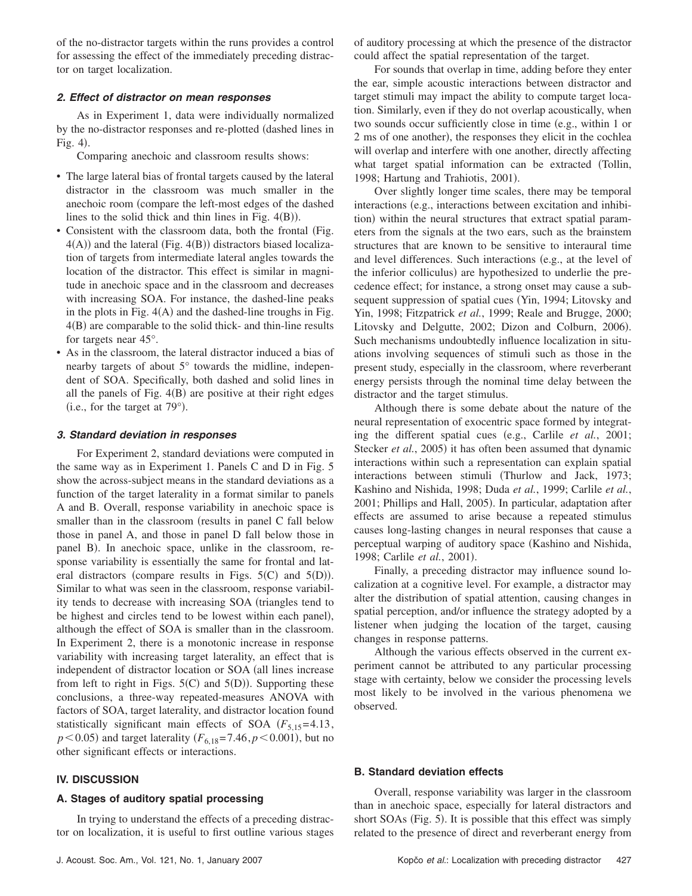of the no-distractor targets within the runs provides a control for assessing the effect of the immediately preceding distractor on target localization.

#### *2. Effect of distractor on mean responses*

As in Experiment 1, data were individually normalized by the no-distractor responses and re-plotted (dashed lines in Fig. 4).

Comparing anechoic and classroom results shows:

- The large lateral bias of frontal targets caused by the lateral distractor in the classroom was much smaller in the anechoic room (compare the left-most edges of the dashed lines to the solid thick and thin lines in Fig. 4(B)).
- Consistent with the classroom data, both the frontal (Fig. 4(A)) and the lateral (Fig. 4(B)) distractors biased localization of targets from intermediate lateral angles towards the location of the distractor. This effect is similar in magnitude in anechoic space and in the classroom and decreases with increasing SOA. For instance, the dashed-line peaks in the plots in Fig. 4(A) and the dashed-line troughs in Fig. 4(B) are comparable to the solid thick- and thin-line results for targets near 45°.
- As in the classroom, the lateral distractor induced a bias of nearby targets of about 5° towards the midline, independent of SOA. Specifically, both dashed and solid lines in all the panels of Fig. 4(B) are positive at their right edges (i.e., for the target at 79°).

#### *3. Standard deviation in responses*

For Experiment 2, standard deviations were computed in the same way as in Experiment 1. Panels C and D in Fig. 5 show the across-subject means in the standard deviations as a function of the target laterality in a format similar to panels A and B. Overall, response variability in anechoic space is smaller than in the classroom (results in panel C fall below those in panel A, and those in panel D fall below those in panel B). In anechoic space, unlike in the classroom, response variability is essentially the same for frontal and lateral distractors (compare results in Figs. 5(C) and 5(D)). Similar to what was seen in the classroom, response variability tends to decrease with increasing SOA (triangles tend to be highest and circles tend to be lowest within each panel), although the effect of SOA is smaller than in the classroom. In Experiment 2, there is a monotonic increase in response variability with increasing target laterality, an effect that is independent of distractor location or SOA (all lines increase from left to right in Figs. 5(C) and 5(D)). Supporting these conclusions, a three-way repeated-measures ANOVA with factors of SOA, target laterality, and distractor location found statistically significant main effects of SOA ($F_{5,15}=4.13$, $p<0.05$) and target laterality ($F_{6,18}=7.46, p<0.001$), but no other significant effects or interactions.

## IV. DISCUSSION

### A. Stages of auditory spatial processing

In trying to understand the effects of a preceding distractor on localization, it is useful to first outline various stages of auditory processing at which the presence of the distractor could affect the spatial representation of the target.

For sounds that overlap in time, adding before they enter the ear, simple acoustic interactions between distractor and target stimuli may impact the ability to compute target location. Similarly, even if they do not overlap acoustically, when two sounds occur sufficiently close in time (e.g., within 1 or 2 ms of one another), the responses they elicit in the cochlea will overlap and interfere with one another, directly affecting what target spatial information can be extracted (Tollin, 1998; Hartung and Trahiotis, 2001).

Over slightly longer time scales, there may be temporal interactions (e.g., interactions between excitation and inhibition) within the neural structures that extract spatial parameters from the signals at the two ears, such as the brainstem structures that are known to be sensitive to interaural time and level differences. Such interactions (e.g., at the level of the inferior colliculus) are hypothesized to underlie the precedence effect; for instance, a strong onset may cause a subsequent suppression of spatial cues (Yin, 1994; Litovsky and Yin, 1998; Fitzpatrick *et al.*, 1999; Reale and Brugge, 2000; Litovsky and Delgutte, 2002; Dizon and Colburn, 2006). Such mechanisms undoubtedly influence localization in situations involving sequences of stimuli such as those in the present study, especially in the classroom, where reverberant energy persists through the nominal time delay between the distractor and the target stimulus.

Although there is some debate about the nature of the neural representation of exocentric space formed by integrating the different spatial cues (e.g., Carlile *et al.*, 2001; Stecker *et al.*, 2005) it has often been assumed that dynamic interactions within such a representation can explain spatial interactions between stimuli (Thurlow and Jack, 1973; Kashino and Nishida, 1998; Duda *et al.*, 1999; Carlile *et al.*, 2001; Phillips and Hall, 2005). In particular, adaptation after effects are assumed to arise because a repeated stimulus causes long-lasting changes in neural responses that cause a perceptual warping of auditory space (Kashino and Nishida, 1998; Carlile *et al.*, 2001).

Finally, a preceding distractor may influence sound localization at a cognitive level. For example, a distractor may alter the distribution of spatial attention, causing changes in spatial perception, and/or influence the strategy adopted by a listener when judging the location of the target, causing changes in response patterns.

Although the various effects observed in the current experiment cannot be attributed to any particular processing stage with certainty, below we consider the processing levels most likely to be involved in the various phenomena we observed.

### B. Standard deviation effects

Overall, response variability was larger in the classroom than in anechoic space, especially for lateral distractors and short SOAs (Fig. 5). It is possible that this effect was simply related to the presence of direct and reverberant energy from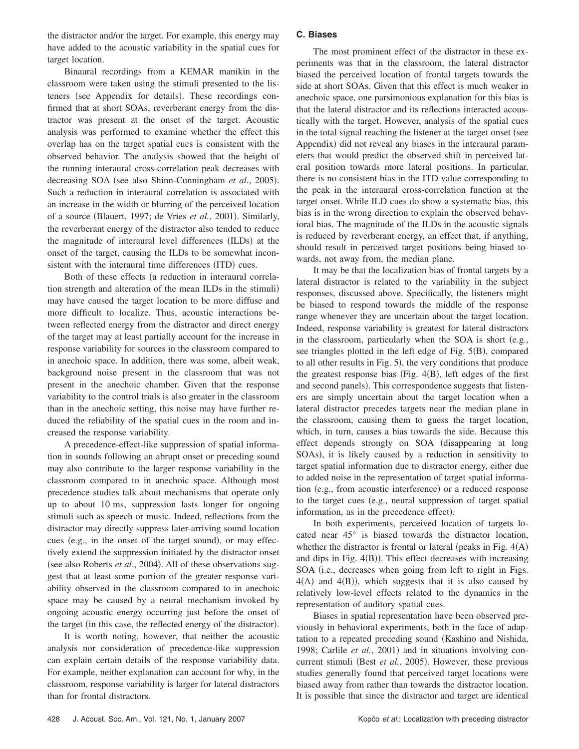the distractor and/or the target. For example, this energy may have added to the acoustic variability in the spatial cues for target location.

Binaural recordings from a KEMAR manikin in the classroom were taken using the stimuli presented to the listeners (see Appendix for details). These recordings confirmed that at short SOAs, reverberant energy from the distractor was present at the onset of the target. Acoustic analysis was performed to examine whether the effect this overlap has on the target spatial cues is consistent with the observed behavior. The analysis showed that the height of the running interaural cross-correlation peak decreases with decreasing SOA (see also Shinn-Cunningham *et al.*, 2005). Such a reduction in interaural correlation is associated with an increase in the width or blurring of the perceived location of a source (Blauert, 1997; de Vries *et al.*, 2001). Similarly, the reverberant energy of the distractor also tended to reduce the magnitude of interaural level differences (ILDs) at the onset of the target, causing the ILDs to be somewhat inconsistent with the interaural time differences (ITD) cues.

Both of these effects (a reduction in interaural correlation strength and alteration of the mean ILDs in the stimuli) may have caused the target location to be more diffuse and more difficult to localize. Thus, acoustic interactions between reflected energy from the distractor and direct energy of the target may at least partially account for the increase in response variability for sources in the classroom compared to in anechoic space. In addition, there was some, albeit weak, background noise present in the classroom that was not present in the anechoic chamber. Given that the response variability to the control trials is also greater in the classroom than in the anechoic setting, this noise may have further reduced the reliability of the spatial cues in the room and increased the response variability.

A precedence-effect-like suppression of spatial information in sounds following an abrupt onset or preceding sound may also contribute to the larger response variability in the classroom compared to in anechoic space. Although most precedence studies talk about mechanisms that operate only up to about 10 ms, suppression lasts longer for ongoing stimuli such as speech or music. Indeed, reflections from the distractor may directly suppress later-arriving sound location cues (e.g., in the onset of the target sound), or may effectively extend the suppression initiated by the distractor onset (see also Roberts *et al.*, 2004). All of these observations suggest that at least some portion of the greater response variability observed in the classroom compared to in anechoic space may be caused by a neural mechanism invoked by ongoing acoustic energy occurring just before the onset of the target (in this case, the reflected energy of the distractor).

It is worth noting, however, that neither the acoustic analysis nor consideration of precedence-like suppression can explain certain details of the response variability data. For example, neither explanation can account for why, in the classroom, response variability is larger for lateral distractors than for frontal distractors.

### C. Biases

The most prominent effect of the distractor in these experiments was that in the classroom, the lateral distractor biased the perceived location of frontal targets towards the side at short SOAs. Given that this effect is much weaker in anechoic space, one parsimonious explanation for this bias is that the lateral distractor and its reflections interacted acoustically with the target. However, analysis of the spatial cues in the total signal reaching the listener at the target onset (see Appendix) did not reveal any biases in the interaural parameters that would predict the observed shift in perceived lateral position towards more lateral positions. In particular, there is no consistent bias in the ITD value corresponding to the peak in the interaural cross-correlation function at the target onset. While ILD cues do show a systematic bias, this bias is in the wrong direction to explain the observed behavioral bias. The magnitude of the ILDs in the acoustic signals is reduced by reverberant energy, an effect that, if anything, should result in perceived target positions being biased towards, not away from, the median plane.

It may be that the localization bias of frontal targets by a lateral distractor is related to the variability in the subject responses, discussed above. Specifically, the listeners might be biased to respond towards the middle of the response range whenever they are uncertain about the target location. Indeed, response variability is greatest for lateral distractors in the classroom, particularly when the SOA is short (e.g., see triangles plotted in the left edge of Fig. 5(B), compared to all other results in Fig. 5), the very conditions that produce the greatest response bias (Fig. 4(B), left edges of the first and second panels). This correspondence suggests that listeners are simply uncertain about the target location when a lateral distractor precedes targets near the median plane in the classroom, causing them to guess the target location, which, in turn, causes a bias towards the side. Because this effect depends strongly on SOA (disappearing at long SOAs), it is likely caused by a reduction in sensitivity to target spatial information due to distractor energy, either due to added noise in the representation of target spatial information (e.g., from acoustic interference) or a reduced response to the target cues (e.g., neural suppression of target spatial information, as in the precedence effect).

In both experiments, perceived location of targets located near 45° is biased towards the distractor location, whether the distractor is frontal or lateral (peaks in Fig. 4(A) and dips in Fig. 4(B)). This effect decreases with increasing SOA (i.e., decreases when going from left to right in Figs. 4(A) and 4(B)), which suggests that it is also caused by relatively low-level effects related to the dynamics in the representation of auditory spatial cues.

Biases in spatial representation have been observed previously in behavioral experiments, both in the face of adaptation to a repeated preceding sound (Kashino and Nishida, 1998; Carlile *et al.*, 2001) and in situations involving concurrent stimuli (Best *et al.*, 2005). However, these previous studies generally found that perceived target locations were biased away from rather than towards the distractor location. It is possible that since the distractor and target are identical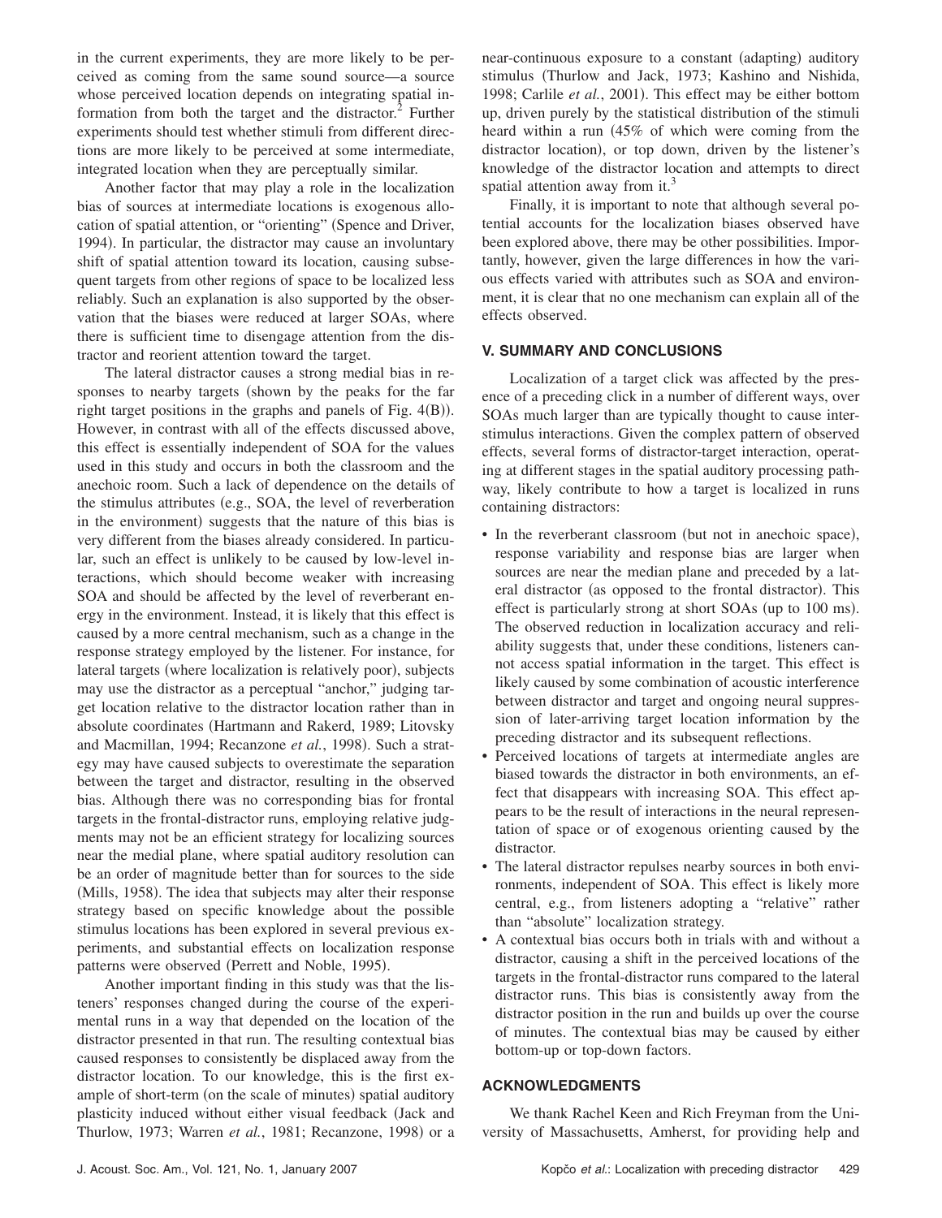in the current experiments, they are more likely to be perceived as coming from the same sound source—a source whose perceived location depends on integrating spatial information from both the target and the distractor.[2] Further experiments should test whether stimuli from different directions are more likely to be perceived at some intermediate, integrated location when they are perceptually similar.

Another factor that may play a role in the localization bias of sources at intermediate locations is exogenous allocation of spatial attention, or "orienting" (Spence and Driver, 1994). In particular, the distractor may cause an involuntary shift of spatial attention toward its location, causing subsequent targets from other regions of space to be localized less reliably. Such an explanation is also supported by the observation that the biases were reduced at larger SOAs, where there is sufficient time to disengage attention from the distractor and reorient attention toward the target.

The lateral distractor causes a strong medial bias in responses to nearby targets (shown by the peaks for the far right target positions in the graphs and panels of Fig. 4(B)). However, in contrast with all of the effects discussed above, this effect is essentially independent of SOA for the values used in this study and occurs in both the classroom and the anechoic room. Such a lack of dependence on the details of the stimulus attributes (e.g., SOA, the level of reverberation in the environment) suggests that the nature of this bias is very different from the biases already considered. In particular, such an effect is unlikely to be caused by low-level interactions, which should become weaker with increasing SOA and should be affected by the level of reverberant energy in the environment. Instead, it is likely that this effect is caused by a more central mechanism, such as a change in the response strategy employed by the listener. For instance, for lateral targets (where localization is relatively poor), subjects may use the distractor as a perceptual "anchor," judging target location relative to the distractor location rather than in absolute coordinates (Hartmann and Rakerd, 1989; Litovsky and Macmillan, 1994; Recanzone *et al.*, 1998). Such a strategy may have caused subjects to overestimate the separation between the target and distractor, resulting in the observed bias. Although there was no corresponding bias for frontal targets in the frontal-distractor runs, employing relative judgments may not be an efficient strategy for localizing sources near the medial plane, where spatial auditory resolution can be an order of magnitude better than for sources to the side (Mills, 1958). The idea that subjects may alter their response strategy based on specific knowledge about the possible stimulus locations has been explored in several previous experiments, and substantial effects on localization response patterns were observed (Perrett and Noble, 1995).

Another important finding in this study was that the listeners' responses changed during the course of the experimental runs in a way that depended on the location of the distractor presented in that run. The resulting contextual bias caused responses to consistently be displaced away from the distractor location. To our knowledge, this is the first example of short-term (on the scale of minutes) spatial auditory plasticity induced without either visual feedback (Jack and Thurlow, 1973; Warren *et al.*, 1981; Recanzone, 1998) or a near-continuous exposure to a constant (adapting) auditory stimulus (Thurlow and Jack, 1973; Kashino and Nishida, 1998; Carlile *et al.*, 2001). This effect may be either bottom up, driven purely by the statistical distribution of the stimuli heard within a run (45% of which were coming from the distractor location), or top down, driven by the listener's knowledge of the distractor location and attempts to direct spatial attention away from it.[3]

Finally, it is important to note that although several potential accounts for the localization biases observed have been explored above, there may be other possibilities. Importantly, however, given the large differences in how the various effects varied with attributes such as SOA and environment, it is clear that no one mechanism can explain all of the effects observed.

## V. SUMMARY AND CONCLUSIONS

Localization of a target click was affected by the presence of a preceding click in a number of different ways, over SOAs much larger than are typically thought to cause interstimulus interactions. Given the complex pattern of observed effects, several forms of distractor-target interaction, operating at different stages in the spatial auditory processing pathway, likely contribute to how a target is localized in runs containing distractors:

- In the reverberant classroom (but not in anechoic space), response variability and response bias are larger when sources are near the median plane and preceded by a lateral distractor (as opposed to the frontal distractor). This effect is particularly strong at short SOAs (up to 100 ms). The observed reduction in localization accuracy and reliability suggests that, under these conditions, listeners cannot access spatial information in the target. This effect is likely caused by some combination of acoustic interference between distractor and target and ongoing neural suppression of later-arriving target location information by the preceding distractor and its subsequent reflections.
- Perceived locations of targets at intermediate angles are biased towards the distractor in both environments, an effect that disappears with increasing SOA. This effect appears to be the result of interactions in the neural representation of space or of exogenous orienting caused by the distractor.
- The lateral distractor repulses nearby sources in both environments, independent of SOA. This effect is likely more central, e.g., from listeners adopting a "relative" rather than "absolute" localization strategy.
- A contextual bias occurs both in trials with and without a distractor, causing a shift in the perceived locations of the targets in the frontal-distractor runs compared to the lateral distractor runs. This bias is consistently away from the distractor position in the run and builds up over the course of minutes. The contextual bias may be caused by either bottom-up or top-down factors.

## ACKNOWLEDGMENTS

We thank Rachel Keen and Rich Freyman from the University of Massachusetts, Amherst, for providing help and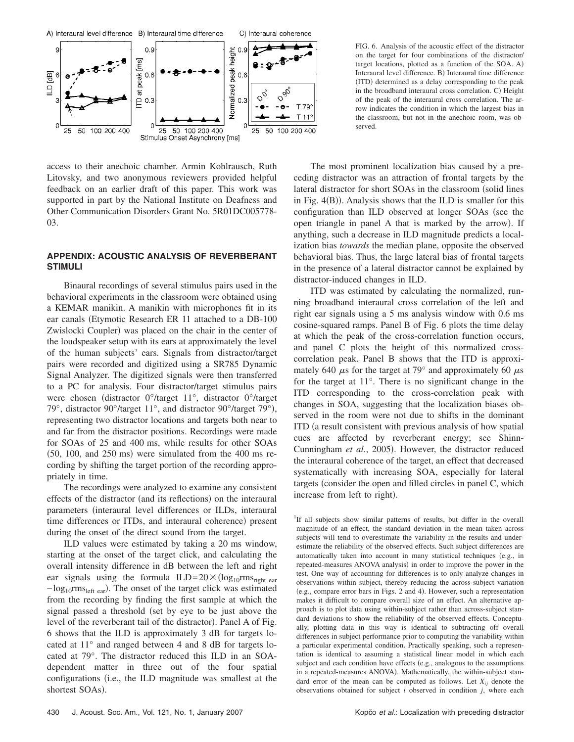FIG. 6. Analysis of the acoustic effect of the distractor on the target for four combinations of the distractor/target locations, plotted as a function of the SOA. A) Interaural level difference. B) Interaural time difference (ITD) determined as a delay corresponding to the peak in the broadband interaural cross correlation. C) Height of the peak of the interaural cross correlation. The arrow indicates the condition in which the largest bias in the classroom, but not in the anechoic room, was observed.

access to their anechoic chamber. Armin Kohlrausch, Ruth Litovsky, and two anonymous reviewers provided helpful feedback on an earlier draft of this paper. This work was supported in part by the National Institute on Deafness and Other Communication Disorders Grant No. 5R01DC005778-03.

## APPENDIX: ACOUSTIC ANALYSIS OF REVERBERANT STIMULI

Binaural recordings of several stimulus pairs used in the behavioral experiments in the classroom were obtained using a KEMAR manikin. A manikin with microphones fit in its ear canals (Etymotic Research ER 11 attached to a DB-100 Zwislocki Coupler) was placed on the chair in the center of the loudspeaker setup with its ears at approximately the level of the human subjects' ears. Signals from distractor/target pairs were recorded and digitized using a SR785 Dynamic Signal Analyzer. The digitized signals were then transferred to a PC for analysis. Four distractor/target stimulus pairs were chosen (distractor 0°/target 11°, distractor 0°/target 79°, distractor 90°/target 11°, and distractor 90°/target 79°), representing two distractor locations and targets both near to and far from the distractor positions. Recordings were made for SOAs of 25 and 400 ms, while results for other SOAs (50, 100, and 250 ms) were simulated from the 400 ms recording by shifting the target portion of the recording appropriately in time.

The recordings were analyzed to examine any consistent effects of the distractor (and its reflections) on the interaural parameters (interaural level differences or ILDs, interaural time differences or ITDs, and interaural coherence) present during the onset of the direct sound from the target.

ILD values were estimated by taking a 20 ms window, starting at the onset of the target click, and calculating the overall intensity difference in dB between the left and right ear signals using the formula $\mathrm{ILD}=20\times(\log_{10}\mathrm{rms}_{\text{right ear}}-\log_{10}\mathrm{rms}_{\text{left ear}})$. The onset of the target click was estimated from the recording by finding the first sample at which the signal passed a threshold (set by eye to be just above the level of the reverberant tail of the distractor). Panel A of Fig. 6 shows that the ILD is approximately 3 dB for targets located at 11° and ranged between 4 and 8 dB for targets located at 79°. The distractor reduced this ILD in an SOA-dependent matter in three out of the four spatial configurations (i.e., the ILD magnitude was smallest at the shortest SOAs).

The most prominent localization bias caused by a preceding distractor was an attraction of frontal targets by the lateral distractor for short SOAs in the classroom (solid lines in Fig. 4(B)). Analysis shows that the ILD is smaller for this configuration than ILD observed at longer SOAs (see the open triangle in panel A that is marked by the arrow). If anything, such a decrease in ILD magnitude predicts a localization bias *towards* the median plane, opposite the observed behavioral bias. Thus, the large lateral bias of frontal targets in the presence of a lateral distractor cannot be explained by distractor-induced changes in ILD.

ITD was estimated by calculating the normalized, running broadband interaural cross correlation of the left and right ear signals using a 5 ms analysis window with 0.6 ms cosine-squared ramps. Panel B of Fig. 6 plots the time delay at which the peak of the cross-correlation function occurs, and panel C plots the height of this normalized cross-correlation peak. Panel B shows that the ITD is approximately 640 $\mu$s for the target at 79° and approximately 60 $\mu$s for the target at 11°. There is no significant change in the ITD corresponding to the cross-correlation peak with changes in SOA, suggesting that the localization biases observed in the room were not due to shifts in the dominant ITD (a result consistent with previous analysis of how spatial cues are affected by reverberant energy; see Shinn-Cunningham *et al.*, 2005). However, the distractor reduced the interaural coherence of the target, an effect that decreased systematically with increasing SOA, especially for lateral targets (consider the open and filled circles in panel C, which increase from left to right).

[1]If all subjects show similar patterns of results, but differ in the overall magnitude of an effect, the standard deviation in the mean taken across subjects will tend to overestimate the variability in the results and underestimate the reliability of the observed effects. Such subject differences are automatically taken into account in many statistical techniques (e.g., in repeated-measures ANOVA analysis) in order to improve the power in the test. One way of accounting for differences is to only analyze changes in observations within subject, thereby reducing the across-subject variation (e.g., compare error bars in Figs. 2 and 4). However, such a representation makes it difficult to compare overall size of an effect. An alternative approach is to plot data using within-subject rather than across-subject standard deviations to show the reliability of the observed effects. Conceptually, plotting data in this way is identical to subtracting off overall differences in subject performance prior to computing the variability within a particular experimental condition. Practically speaking, such a representation is identical to assuming a statistical linear model in which each subject and each condition have effects (e.g., analogous to the assumptions in a repeated-measures ANOVA). Mathematically, the within-subject standard error of the mean can be computed as follows. Let $X_{ij}$ denote the observations obtained for subject $i$ observed in condition $j$, where each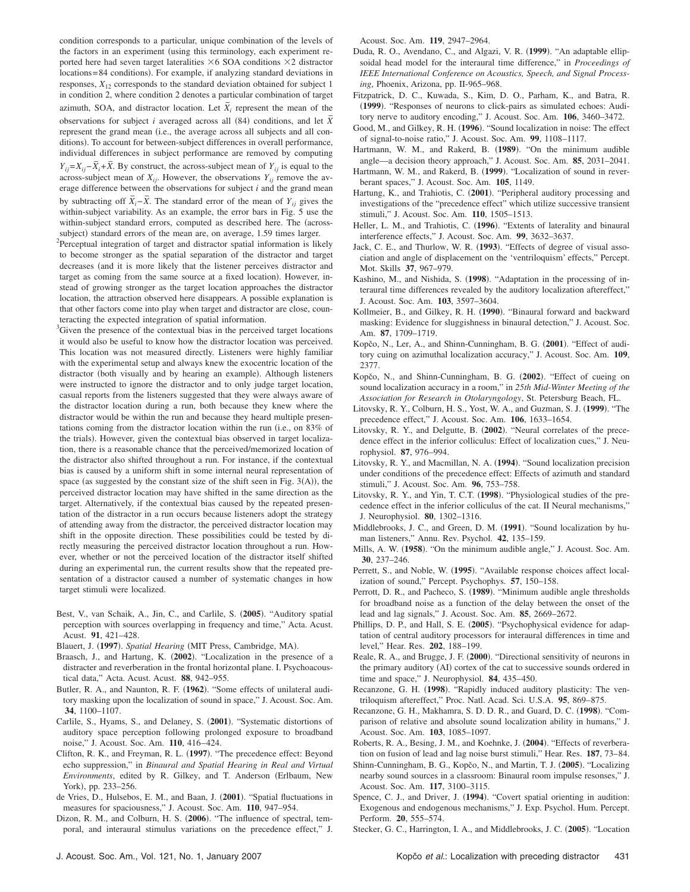condition corresponds to a particular, unique combination of the levels of the factors in an experiment (using this terminology, each experiment reported here had seven target lateralities ×6 SOA conditions ×2 distractor locations=84 conditions). For example, if analyzing standard deviations in responses, $X_{12}$ corresponds to the standard deviation obtained for subject 1 in condition 2, where condition 2 denotes a particular combination of target azimuth, SOA, and distractor location. Let $\bar{X}_i$ represent the mean of the observations for subject $i$ averaged across all (84) conditions, and let $\bar{X}$ represent the grand mean (i.e., the average across all subjects and all conditions). To account for between-subject differences in overall performance, individual differences in subject performance are removed by computing $Y_{ij}=X_{ij}-\bar{X}_i+\bar{X}$. By construct, the across-subject mean of $Y_{ij}$ is equal to the across-subject mean of $X_{ij}$. However, the observations $Y_{ij}$ remove the average difference between the observations for subject $i$ and the grand mean by subtracting off $\bar{X}_i-\bar{X}$. The standard error of the mean of $Y_{ij}$ gives the within-subject variability. As an example, the error bars in Fig. 5 use the within-subject standard errors, computed as described here. The (across-subject) standard errors of the mean are, on average, 1.59 times larger.

[2]Perceptual integration of target and distractor spatial information is likely to become stronger as the spatial separation of the distractor and target decreases (and it is more likely that the listener perceives distractor and target as coming from the same source at a fixed location). However, instead of growing stronger as the target location approaches the distractor location, the attraction observed here disappears. A possible explanation is that other factors come into play when target and distractor are close, counteracting the expected integration of spatial information.

[3]Given the presence of the contextual bias in the perceived target locations it would also be useful to know how the distractor location was perceived. This location was not measured directly. Listeners were highly familiar with the experimental setup and always knew the exocentric location of the distractor (both visually and by hearing an example). Although listeners were instructed to ignore the distractor and to only judge target location, casual reports from the listeners suggested that they were always aware of the distractor location during a run, both because they knew where the distractor would be within the run and because they heard multiple presentations coming from the distractor location within the run (i.e., on 83% of the trials). However, given the contextual bias observed in target localization, there is a reasonable chance that the perceived/memorized location of the distractor also shifted throughout a run. For instance, if the contextual bias is caused by a uniform shift in some internal neural representation of space (as suggested by the constant size of the shift seen in Fig. 3(A)), the perceived distractor location may have shifted in the same direction as the target. Alternatively, if the contextual bias caused by the repeated presentation of the distractor in a run occurs because listeners adopt the strategy of attending away from the distractor, the perceived distractor location may shift in the opposite direction. These possibilities could be tested by directly measuring the perceived distractor location throughout a run. However, whether or not the perceived location of the distractor itself shifted during an experimental run, the current results show that the repeated presentation of a distractor caused a number of systematic changes in how target stimuli were localized.

Best, V., van Schaik, A., Jin, C., and Carlile, S. (**2005**). "Auditory spatial perception with sources overlapping in frequency and time," Acta. Acust. Acust. **91**, 421–428.

Blauert, J. (**1997**). *Spatial Hearing* (MIT Press, Cambridge, MA).

Braasch, J., and Hartung, K. (**2002**). "Localization in the presence of a distracter and reverberation in the frontal horizontal plane. I. Psychoacoustical data," Acta. Acust. Acust. **88**, 942–955.

Butler, R. A., and Naunton, R. F. (**1962**). "Some effects of unilateral auditory masking upon the localization of sound in space," J. Acoust. Soc. Am. **34**, 1100–1107.

Carlile, S., Hyams, S., and Delaney, S. (**2001**). "Systematic distortions of auditory space perception following prolonged exposure to broadband noise," J. Acoust. Soc. Am. **110**, 416–424.

Clifton, R. K., and Freyman, R. L. (**1997**). "The precedence effect: Beyond echo suppression," in *Binaural and Spatial Hearing in Real and Virtual Environments*, edited by R. Gilkey, and T. Anderson (Erlbaum, New York), pp. 233–256.

de Vries, D., Hulsebos, E. M., and Baan, J. (**2001**). "Spatial fluctuations in measures for spaciousness," J. Acoust. Soc. Am. **110**, 947–954.

Dizon, R. M., and Colburn, H. S. (**2006**). "The influence of spectral, temporal, and interaural stimulus variations on the precedence effect," J. Acoust. Soc. Am. **119**, 2947–2964.

Duda, R. O., Avendano, C., and Algazi, V. R. (**1999**). "An adaptable ellipsoidal head model for the interaural time difference," in *Proceedings of IEEE International Conference on Acoustics, Speech, and Signal Processing*, Phoenix, Arizona, pp. II-965–968.

Fitzpatrick, D. C., Kuwada, S., Kim, D. O., Parham, K., and Batra, R. (**1999**). "Responses of neurons to click-pairs as simulated echoes: Auditory nerve to auditory encoding," J. Acoust. Soc. Am. **106**, 3460–3472.

Good, M., and Gilkey, R. H. (**1996**). "Sound localization in noise: The effect of signal-to-noise ratio," J. Acoust. Soc. Am. **99**, 1108–1117.

Hartmann, W. M., and Rakerd, B. (**1989**). "On the minimum audible angle—a decision theory approach," J. Acoust. Soc. Am. **85**, 2031–2041.

Hartmann, W. M., and Rakerd, B. (**1999**). "Localization of sound in reverberant spaces," J. Acoust. Soc. Am. **105**, 1149.

Hartung, K., and Trahiotis, C. (**2001**). "Peripheral auditory processing and investigations of the "precedence effect" which utilize successive transient stimuli," J. Acoust. Soc. Am. **110**, 1505–1513.

Heller, L. M., and Trahiotis, C. (**1996**). "Extents of laterality and binaural interference effects," J. Acoust. Soc. Am. **99**, 3632–3637.

Jack, C. E., and Thurlow, W. R. (**1993**). "Effects of degree of visual association and angle of displacement on the 'ventriloquism' effects," Percept. Mot. Skills **37**, 967–979.

Kashino, M., and Nishida, S. (**1998**). "Adaptation in the processing of interaural time differences revealed by the auditory localization aftereffect," J. Acoust. Soc. Am. **103**, 3597–3604.

Kollmeier, B., and Gilkey, R. H. (**1990**). "Binaural forward and backward masking: Evidence for sluggishness in binaural detection," J. Acoust. Soc. Am. **87**, 1709–1719.

Kopčo, N., Ler, A., and Shinn-Cunningham, B. G. (**2001**). "Effect of auditory cuing on azimuthal localization accuracy," J. Acoust. Soc. Am. **109**, 2377.

Kopčo, N., and Shinn-Cunningham, B. G. (**2002**). "Effect of cueing on sound localization accuracy in a room," in *25th Mid-Winter Meeting of the Association for Research in Otolaryngology*, St. Petersburg Beach, FL.

Litovsky, R. Y., Colburn, H. S., Yost, W. A., and Guzman, S. J. (**1999**). "The precedence effect," J. Acoust. Soc. Am. **106**, 1633–1654.

Litovsky, R. Y., and Delgutte, B. (**2002**). "Neural correlates of the precedence effect in the inferior colliculus: Effect of localization cues," J. Neurophysiol. **87**, 976–994.

Litovsky, R. Y., and Macmillan, N. A. (**1994**). "Sound localization precision under conditions of the precedence effect: Effects of azimuth and standard stimuli," J. Acoust. Soc. Am. **96**, 753–758.

Litovsky, R. Y., and Yin, T. C.T. (**1998**). "Physiological studies of the precedence effect in the inferior colliculus of the cat. II Neural mechanisms," J. Neurophysiol. **80**, 1302–1316.

Middlebrooks, J. C., and Green, D. M. (**1991**). "Sound localization by human listeners," Annu. Rev. Psychol. **42**, 135–159.

Mills, A. W. (**1958**). "On the minimum audible angle," J. Acoust. Soc. Am. **30**, 237–246.

Perrett, S., and Noble, W. (**1995**). "Available response choices affect localization of sound," Percept. Psychophys. **57**, 150–158.

Perrott, D. R., and Pacheco, S. (**1989**). "Minimum audible angle thresholds for broadband noise as a function of the delay between the onset of the lead and lag signals," J. Acoust. Soc. Am. **85**, 2669–2672.

Phillips, D. P., and Hall, S. E. (**2005**). "Psychophysical evidence for adaptation of central auditory processors for interaural differences in time and level," Hear. Res. **202**, 188–199.

Reale, R. A., and Brugge, J. F. (**2000**). "Directional sensitivity of neurons in the primary auditory (AI) cortex of the cat to successive sounds ordered in time and space," J. Neurophysiol. **84**, 435–450.

Recanzone, G. H. (**1998**). "Rapidly induced auditory plasticity: The ventriloquism aftereffect," Proc. Natl. Acad. Sci. U.S.A. **95**, 869–875.

Recanzone, G. H., Makhamra, S. D. D. R., and Guard, D. C. (**1998**). "Comparison of relative and absolute sound localization ability in humans," J. Acoust. Soc. Am. **103**, 1085–1097.

Roberts, R. A., Besing, J. M., and Koehnke, J. (**2004**). "Effects of reverberation on fusion of lead and lag noise burst stimuli," Hear. Res. **187**, 73–84.

Shinn-Cunningham, B. G., Kopčo, N., and Martin, T. J. (**2005**). "Localizing nearby sound sources in a classroom: Binaural room impulse resonses," J. Acoust. Soc. Am. **117**, 3100–3115.

Spence, C. J., and Driver, J. (**1994**). "Covert spatial orienting in audition: Exogenous and endogenous mechanisms," J. Exp. Psychol. Hum. Percept. Perform. **20**, 555–574.

Stecker, G. C., Harrington, I. A., and Middlebrooks, J. C. (**2005**). "Location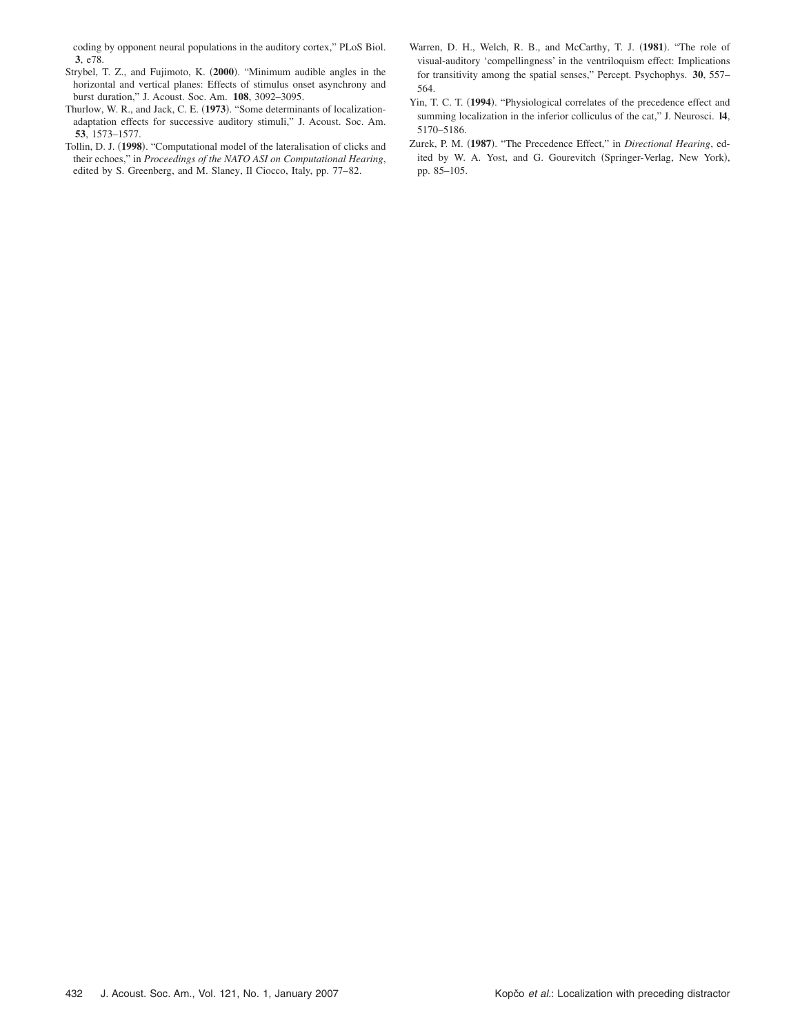coding by opponent neural populations in the auditory cortex," PLoS Biol. **3**, e78.

Strybel, T. Z., and Fujimoto, K. (**2000**). "Minimum audible angles in the horizontal and vertical planes: Effects of stimulus onset asynchrony and burst duration," J. Acoust. Soc. Am. **108**, 3092–3095.

Thurlow, W. R., and Jack, C. E. (**1973**). "Some determinants of localization-adaptation effects for successive auditory stimuli," J. Acoust. Soc. Am. **53**, 1573–1577.

Tollin, D. J. (**1998**). "Computational model of the lateralisation of clicks and their echoes," in *Proceedings of the NATO ASI on Computational Hearing*, edited by S. Greenberg, and M. Slaney, Il Ciocco, Italy, pp. 77–82.

Warren, D. H., Welch, R. B., and McCarthy, T. J. (**1981**). "The role of visual-auditory 'compellingness' in the ventriloquism effect: Implications for transitivity among the spatial senses," Percept. Psychophys. **30**, 557–564.

Yin, T. C. T. (**1994**). "Physiological correlates of the precedence effect and summing localization in the inferior colliculus of the cat," J. Neurosci. **l4**, 5170–5186.

Zurek, P. M. (**1987**). "The Precedence Effect," in *Directional Hearing*, edited by W. A. Yost, and G. Gourevitch (Springer-Verlag, New York), pp. 85–105.